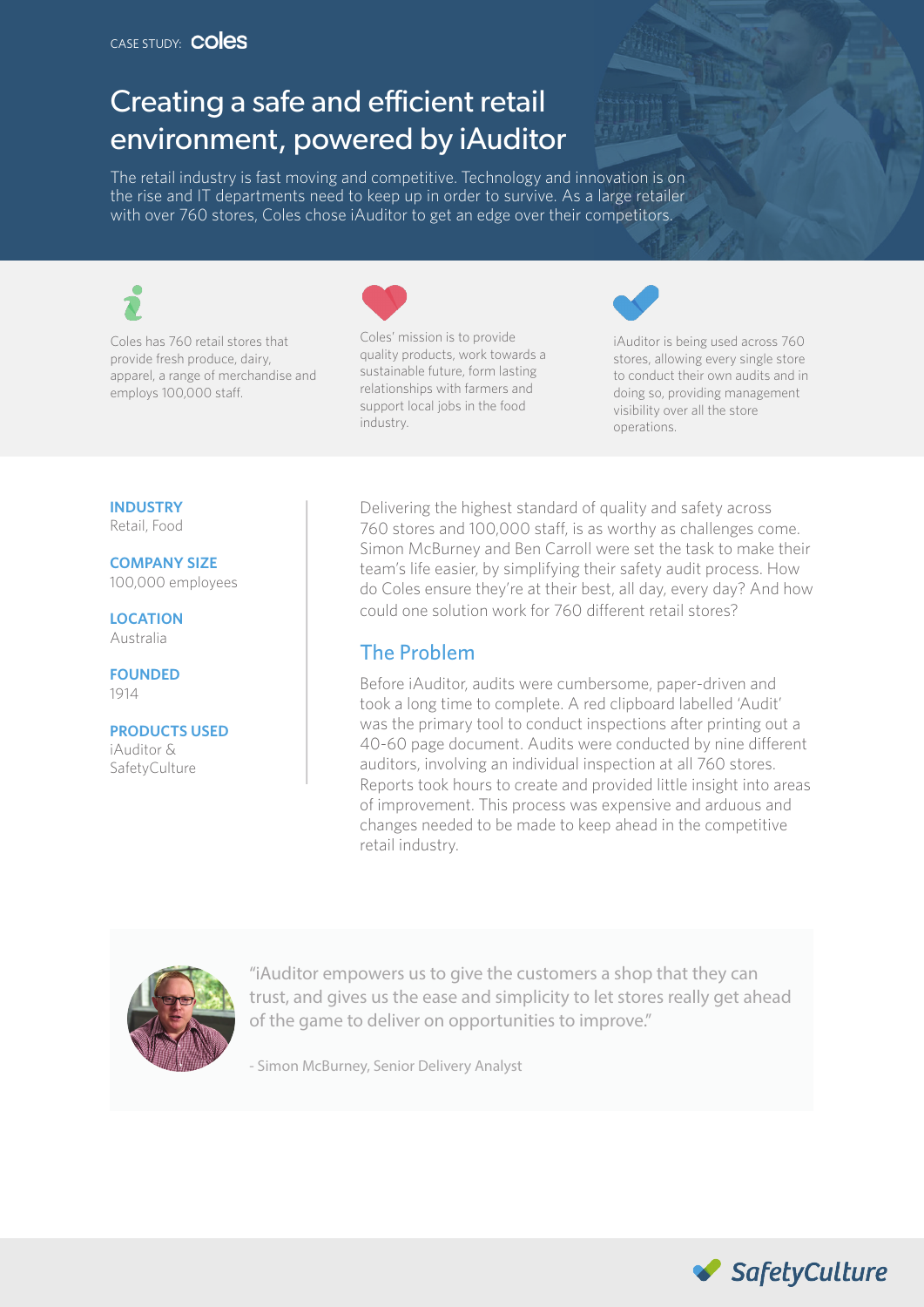CASE STUDY: Coles

# Creating a safe and efficient retail environment, powered by iAuditor

The retail industry is fast moving and competitive. Technology and innovation is on the rise and IT departments need to keep up in order to survive. As a large retailer with over 760 stores, Coles chose iAuditor to get an edge over their competitors.

Coles has 760 retail stores that provide fresh produce, dairy, apparel, a range of merchandise and employs 100,000 staff.

Coles' mission is to provide quality products, work towards a sustainable future, form lasting relationships with farmers and support local jobs in the food industry.

iAuditor is being used across 760 stores, allowing every single store to conduct their own audits and in doing so, providing management visibility over all the store operations.

**INDUSTRY**
Retail, Food

**COMPANY SIZE**
100,000 employees

**LOCATION**
Australia

**FOUNDED**
1914

**PRODUCTS USED**
iAuditor & SafetyCulture

Delivering the highest standard of quality and safety across 760 stores and 100,000 staff, is as worthy as challenges come. Simon McBurney and Ben Carroll were set the task to make their team's life easier, by simplifying their safety audit process. How do Coles ensure they're at their best, all day, every day? And how could one solution work for 760 different retail stores?

## The Problem

Before iAuditor, audits were cumbersome, paper-driven and took a long time to complete. A red clipboard labelled 'Audit' was the primary tool to conduct inspections after printing out a 40-60 page document. Audits were conducted by nine different auditors, involving an individual inspection at all 760 stores. Reports took hours to create and provided little insight into areas of improvement. This process was expensive and arduous and changes needed to be made to keep ahead in the competitive retail industry.

> "iAuditor empowers us to give the customers a shop that they can trust, and gives us the ease and simplicity to let stores really get ahead of the game to deliver on opportunities to improve."
>
> \- Simon McBurney, Senior Delivery Analyst

SafetyCulture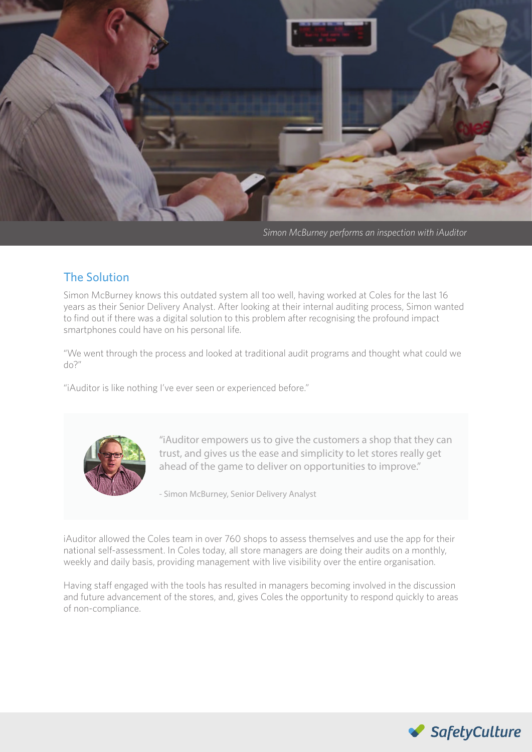*Simon McBurney performs an inspection with iAuditor*

## The Solution

Simon McBurney knows this outdated system all too well, having worked at Coles for the last 16 years as their Senior Delivery Analyst. After looking at their internal auditing process, Simon wanted to find out if there was a digital solution to this problem after recognising the profound impact smartphones could have on his personal life.

"We went through the process and looked at traditional audit programs and thought what could we do?"

"iAuditor is like nothing I've ever seen or experienced before."

> "iAuditor empowers us to give the customers a shop that they can trust, and gives us the ease and simplicity to let stores really get ahead of the game to deliver on opportunities to improve."
>
> - Simon McBurney, Senior Delivery Analyst

iAuditor allowed the Coles team in over 760 shops to assess themselves and use the app for their national self-assessment. In Coles today, all store managers are doing their audits on a monthly, weekly and daily basis, providing management with live visibility over the entire organisation.

Having staff engaged with the tools has resulted in managers becoming involved in the discussion and future advancement of the stores, and, gives Coles the opportunity to respond quickly to areas of non-compliance.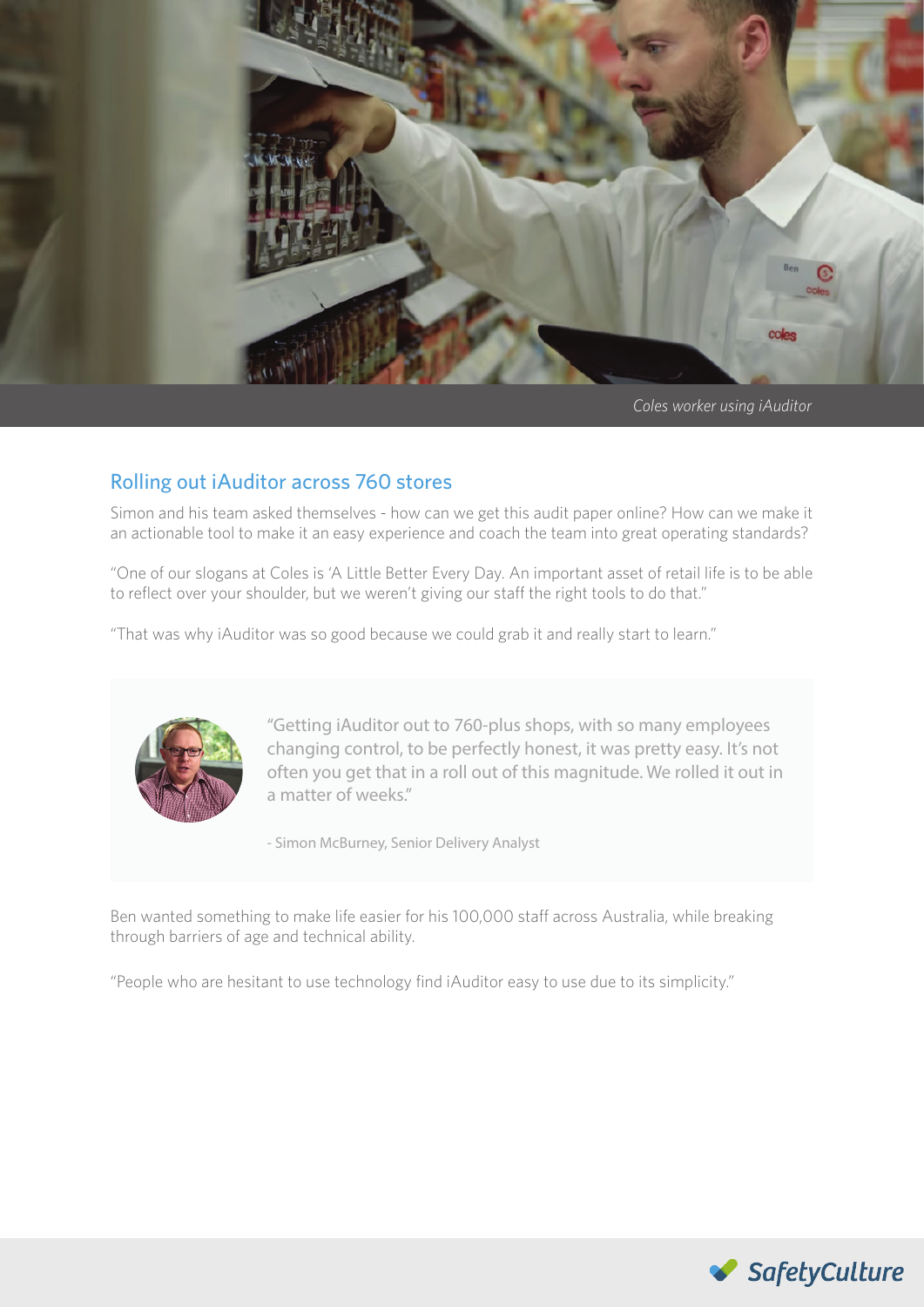*Coles worker using iAuditor*

## Rolling out iAuditor across 760 stores

Simon and his team asked themselves - how can we get this audit paper online? How can we make it an actionable tool to make it an easy experience and coach the team into great operating standards?

"One of our slogans at Coles is 'A Little Better Every Day. An important asset of retail life is to be able to reflect over your shoulder, but we weren't giving our staff the right tools to do that."

"That was why iAuditor was so good because we could grab it and really start to learn."

> "Getting iAuditor out to 760-plus shops, with so many employees changing control, to be perfectly honest, it was pretty easy. It's not often you get that in a roll out of this magnitude. We rolled it out in a matter of weeks."
>
> - Simon McBurney, Senior Delivery Analyst

Ben wanted something to make life easier for his 100,000 staff across Australia, while breaking through barriers of age and technical ability.

"People who are hesitant to use technology find iAuditor easy to use due to its simplicity."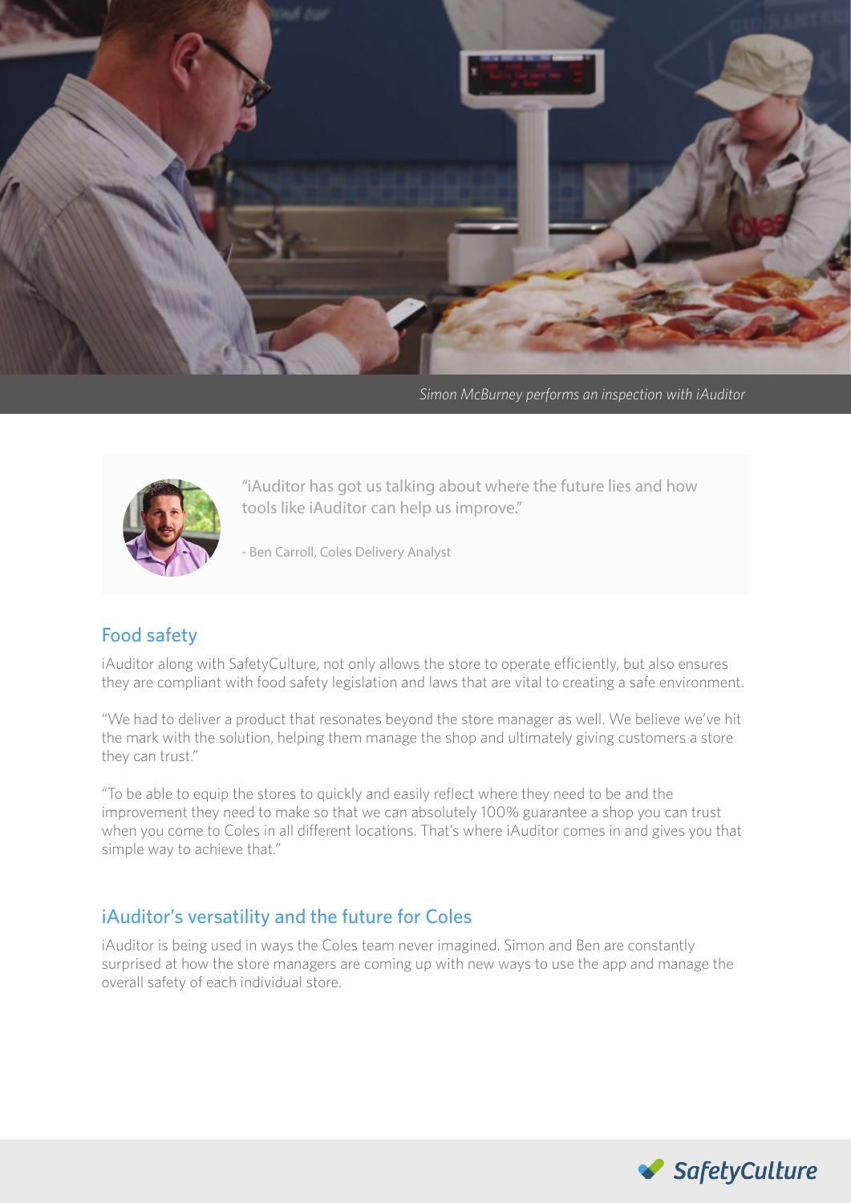*Simon McBurney performs an inspection with iAuditor*

> "iAuditor has got us talking about where the future lies and how tools like iAuditor can help us improve."
>
> - Ben Carroll, Coles Delivery Analyst

## Food safety

iAuditor along with SafetyCulture, not only allows the store to operate efficiently, but also ensures they are compliant with food safety legislation and laws that are vital to creating a safe environment.

"We had to deliver a product that resonates beyond the store manager as well. We believe we've hit the mark with the solution, helping them manage the shop and ultimately giving customers a store they can trust."

"To be able to equip the stores to quickly and easily reflect where they need to be and the improvement they need to make so that we can absolutely 100% guarantee a shop you can trust when you come to Coles in all different locations. That's where iAuditor comes in and gives you that simple way to achieve that."

## iAuditor's versatility and the future for Coles

iAuditor is being used in ways the Coles team never imagined. Simon and Ben are constantly surprised at how the store managers are coming up with new ways to use the app and manage the overall safety of each individual store.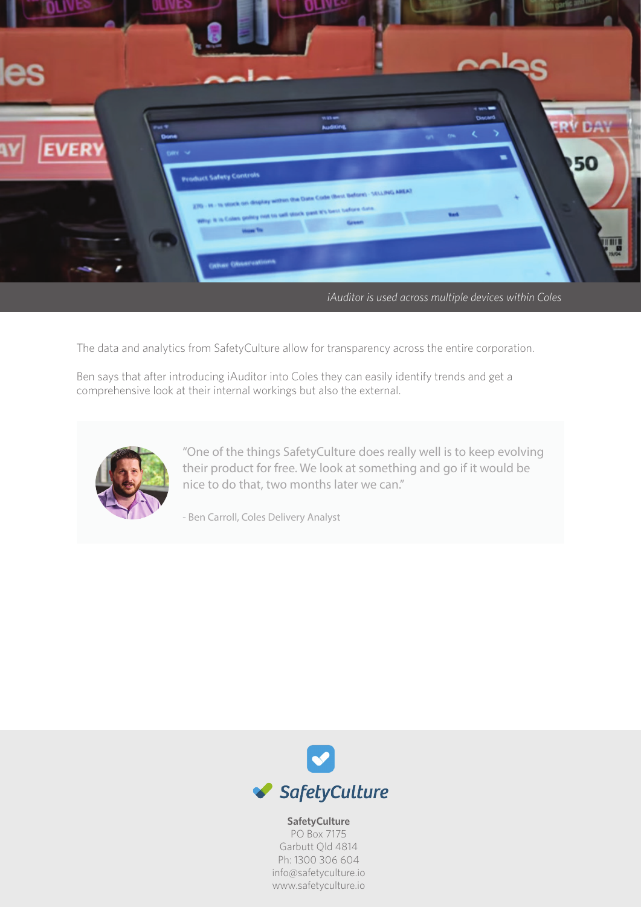iAuditor is used across multiple devices within Coles

The data and analytics from SafetyCulture allow for transparency across the entire corporation.

Ben says that after introducing iAuditor into Coles they can easily identify trends and get a comprehensive look at their internal workings but also the external.

> "One of the things SafetyCulture does really well is to keep evolving their product for free. We look at something and go if it would be nice to do that, two months later we can."
>
> - Ben Carroll, Coles Delivery Analyst

SafetyCulture

**SafetyCulture**
PO Box 7175
Garbutt Qld 4814
Ph: 1300 306 604
info@safetyculture.io
www.safetyculture.io